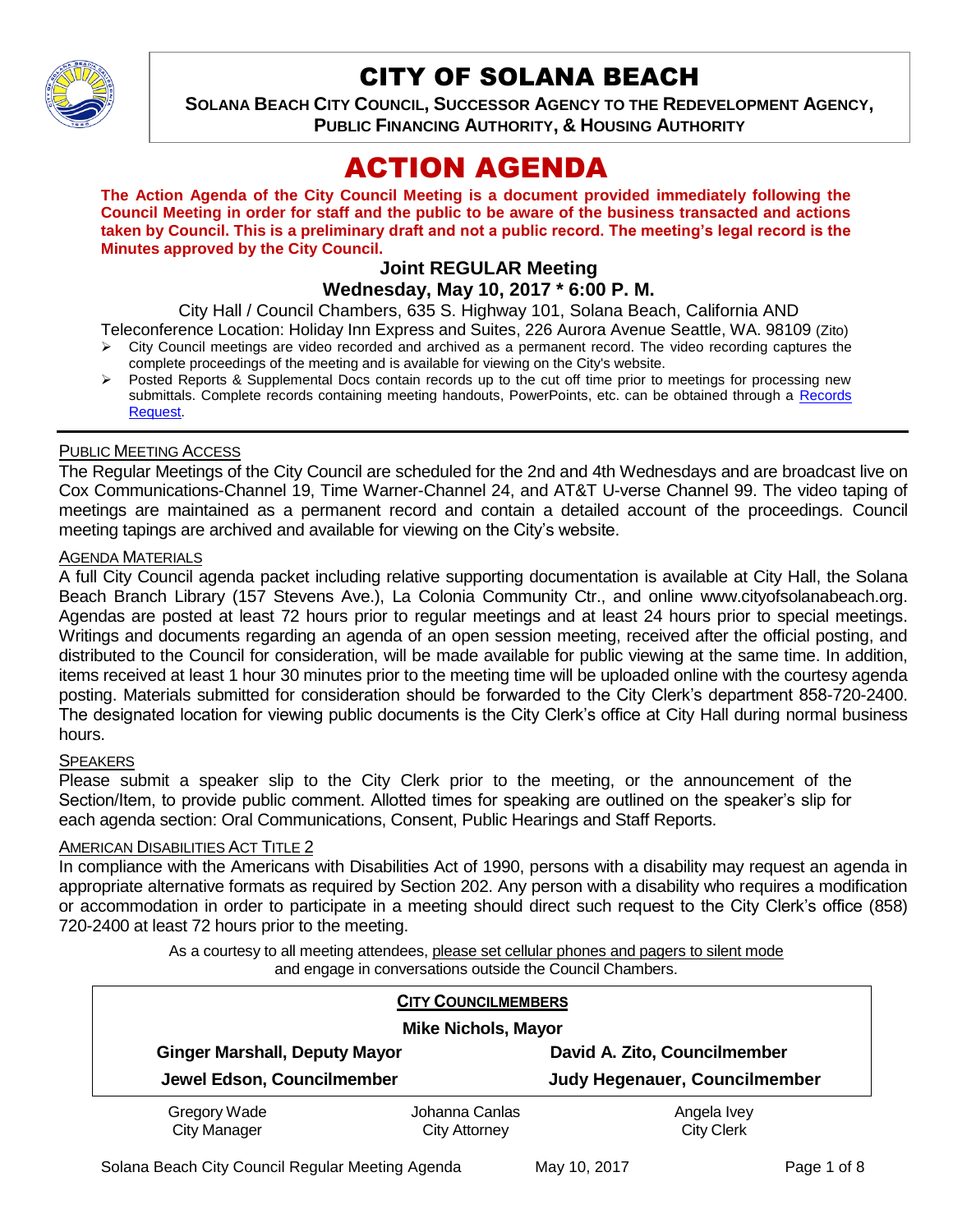# CITY OF SOLANA BEACH

**SOLANA BEACH CITY COUNCIL, SUCCESSOR AGENCY TO THE REDEVELOPMENT AGENCY, PUBLIC FINANCING AUTHORITY, & HOUSING AUTHORITY**

# ACTION AGENDA

**The Action Agenda of the City Council Meeting is a document provided immediately following the Council Meeting in order for staff and the public to be aware of the business transacted and actions taken by Council. This is a preliminary draft and not a public record. The meeting's legal record is the Minutes approved by the City Council.**

## Joint REGULAR Meeting

## Wednesday, May 10, 2017 * 6:00 P. M.

City Hall / Council Chambers, 635 S. Highway 101, Solana Beach, California AND
Teleconference Location: Holiday Inn Express and Suites, 226 Aurora Avenue Seattle, WA. 98109 (Zito)

- City Council meetings are video recorded and archived as a permanent record. The video recording captures the complete proceedings of the meeting and is available for viewing on the City's website.
- Posted Reports & Supplemental Docs contain records up to the cut off time prior to meetings for processing new submittals. Complete records containing meeting handouts, PowerPoints, etc. can be obtained through a Records Request.

PUBLIC MEETING ACCESS

The Regular Meetings of the City Council are scheduled for the 2nd and 4th Wednesdays and are broadcast live on Cox Communications-Channel 19, Time Warner-Channel 24, and AT&T U-verse Channel 99. The video taping of meetings are maintained as a permanent record and contain a detailed account of the proceedings. Council meeting tapings are archived and available for viewing on the City's website.

AGENDA MATERIALS

A full City Council agenda packet including relative supporting documentation is available at City Hall, the Solana Beach Branch Library (157 Stevens Ave.), La Colonia Community Ctr., and online www.cityofsolanabeach.org. Agendas are posted at least 72 hours prior to regular meetings and at least 24 hours prior to special meetings. Writings and documents regarding an agenda of an open session meeting, received after the official posting, and distributed to the Council for consideration, will be made available for public viewing at the same time. In addition, items received at least 1 hour 30 minutes prior to the meeting time will be uploaded online with the courtesy agenda posting. Materials submitted for consideration should be forwarded to the City Clerk's department 858-720-2400. The designated location for viewing public documents is the City Clerk's office at City Hall during normal business hours.

SPEAKERS

Please submit a speaker slip to the City Clerk prior to the meeting, or the announcement of the Section/Item, to provide public comment. Allotted times for speaking are outlined on the speaker's slip for each agenda section: Oral Communications, Consent, Public Hearings and Staff Reports.

AMERICAN DISABILITIES ACT TITLE 2

In compliance with the Americans with Disabilities Act of 1990, persons with a disability may request an agenda in appropriate alternative formats as required by Section 202. Any person with a disability who requires a modification or accommodation in order to participate in a meeting should direct such request to the City Clerk's office (858) 720-2400 at least 72 hours prior to the meeting.

As a courtesy to all meeting attendees, please set cellular phones and pagers to silent mode and engage in conversations outside the Council Chambers.

**CITY COUNCILMEMBERS**

**Mike Nichols, Mayor**

| | |
|---|---|
| **Ginger Marshall, Deputy Mayor** | **David A. Zito, Councilmember** |
| **Jewel Edson, Councilmember** | **Judy Hegenauer, Councilmember** |

| | | |
|---|---|---|
| Gregory Wade<br>City Manager | Johanna Canlas<br>City Attorney | Angela Ivey<br>City Clerk |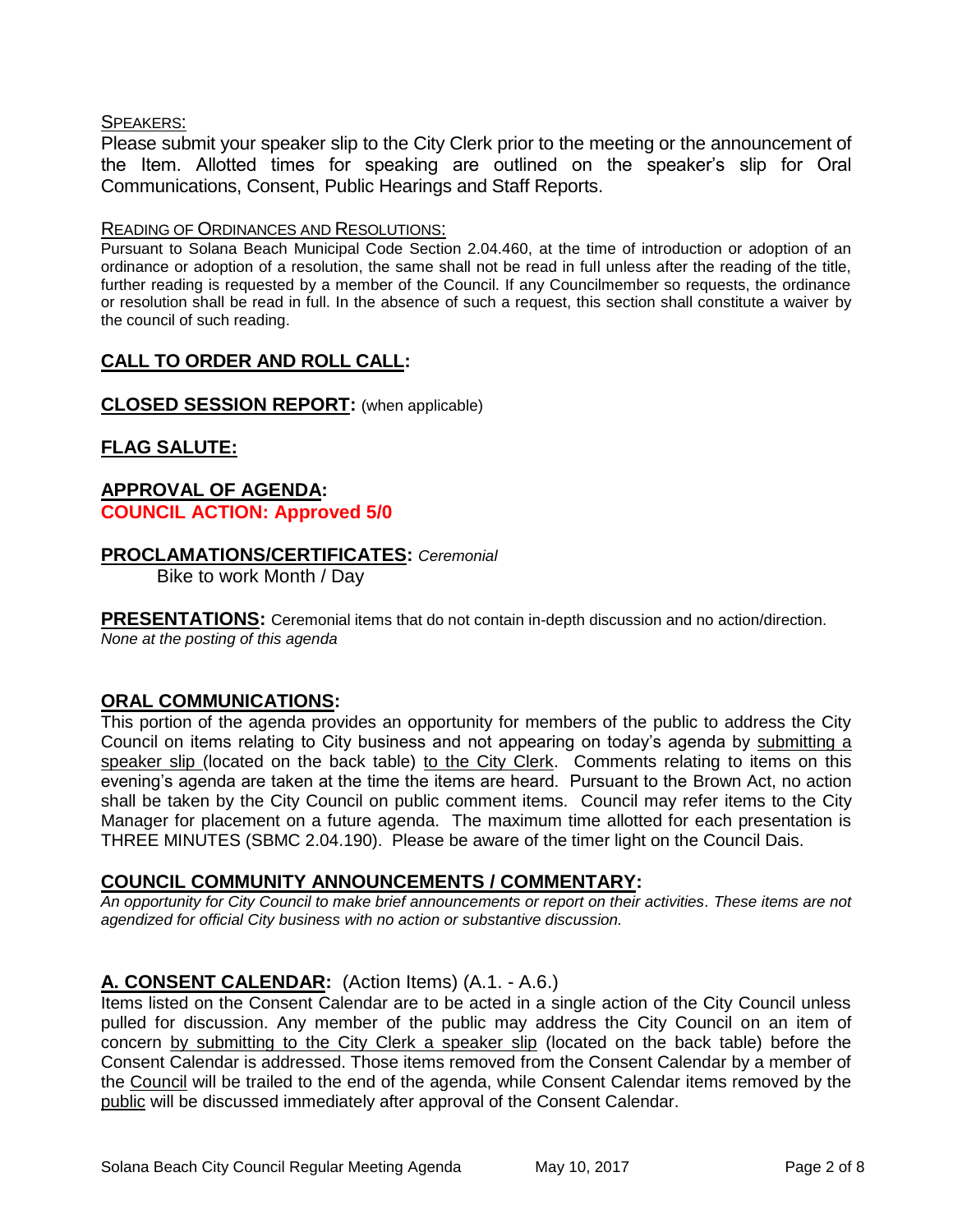SPEAKERS:

Please submit your speaker slip to the City Clerk prior to the meeting or the announcement of the Item. Allotted times for speaking are outlined on the speaker's slip for Oral Communications, Consent, Public Hearings and Staff Reports.

READING OF ORDINANCES AND RESOLUTIONS:

Pursuant to Solana Beach Municipal Code Section 2.04.460, at the time of introduction or adoption of an ordinance or adoption of a resolution, the same shall not be read in full unless after the reading of the title, further reading is requested by a member of the Council. If any Councilmember so requests, the ordinance or resolution shall be read in full. In the absence of such a request, this section shall constitute a waiver by the council of such reading.

## CALL TO ORDER AND ROLL CALL:

## CLOSED SESSION REPORT: (when applicable)

## FLAG SALUTE:

## APPROVAL OF AGENDA:

**COUNCIL ACTION: Approved 5/0**

## PROCLAMATIONS/CERTIFICATES: *Ceremonial*

Bike to work Month / Day

**PRESENTATIONS:** Ceremonial items that do not contain in-depth discussion and no action/direction.
*None at the posting of this agenda*

## ORAL COMMUNICATIONS:

This portion of the agenda provides an opportunity for members of the public to address the City Council on items relating to City business and not appearing on today's agenda by submitting a speaker slip (located on the back table) to the City Clerk. Comments relating to items on this evening's agenda are taken at the time the items are heard. Pursuant to the Brown Act, no action shall be taken by the City Council on public comment items. Council may refer items to the City Manager for placement on a future agenda. The maximum time allotted for each presentation is THREE MINUTES (SBMC 2.04.190). Please be aware of the timer light on the Council Dais.

## COUNCIL COMMUNITY ANNOUNCEMENTS / COMMENTARY:

*An opportunity for City Council to make brief announcements or report on their activities. These items are not agendized for official City business with no action or substantive discussion.*

## A. CONSENT CALENDAR: (Action Items) (A.1. - A.6.)

Items listed on the Consent Calendar are to be acted in a single action of the City Council unless pulled for discussion. Any member of the public may address the City Council on an item of concern by submitting to the City Clerk a speaker slip (located on the back table) before the Consent Calendar is addressed. Those items removed from the Consent Calendar by a member of the Council will be trailed to the end of the agenda, while Consent Calendar items removed by the public will be discussed immediately after approval of the Consent Calendar.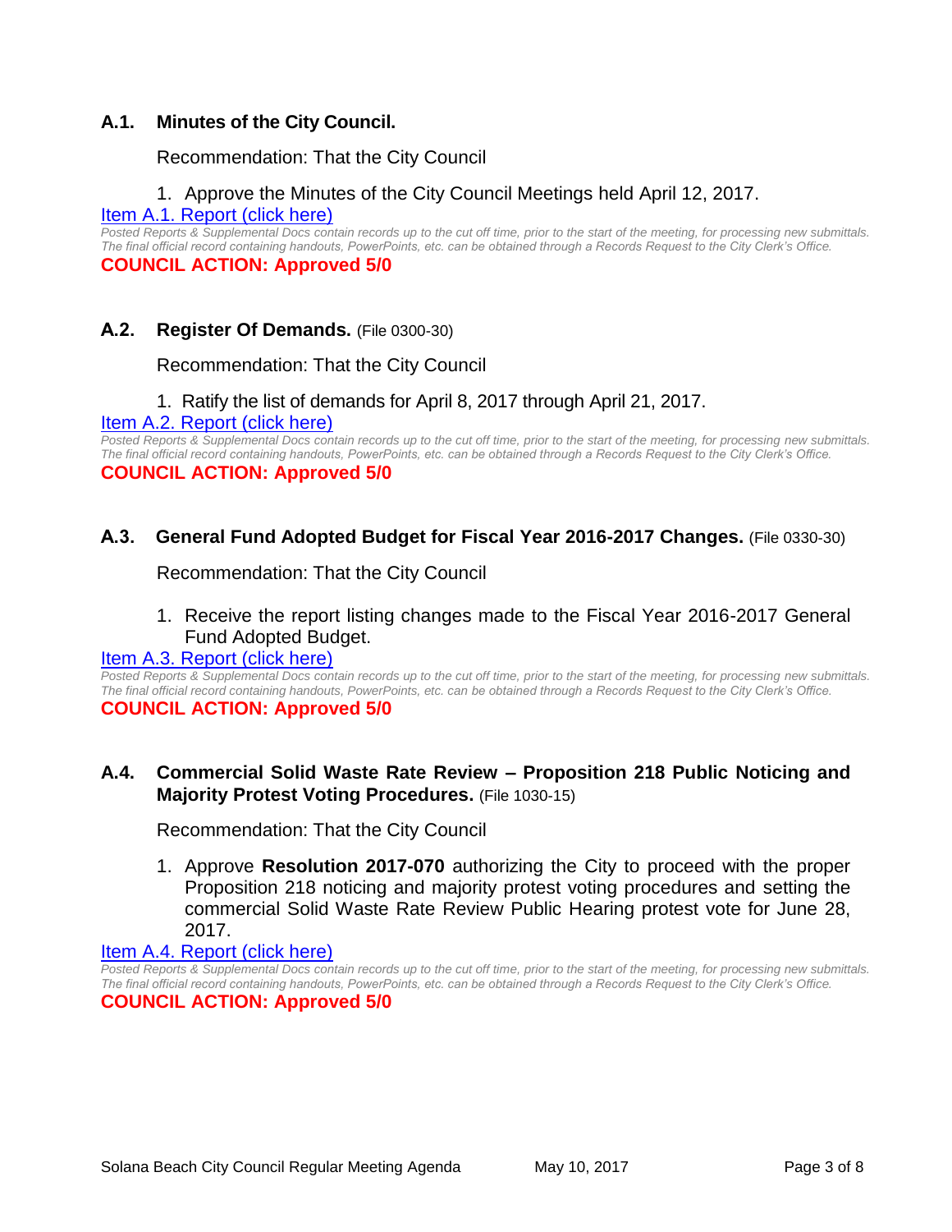### A.1. Minutes of the City Council.

Recommendation: That the City Council

1. Approve the Minutes of the City Council Meetings held April 12, 2017.

[Item A.1. Report (click here)]

*Posted Reports & Supplemental Docs contain records up to the cut off time, prior to the start of the meeting, for processing new submittals. The final official record containing handouts, PowerPoints, etc. can be obtained through a Records Request to the City Clerk's Office.*

**COUNCIL ACTION: Approved 5/0**

### A.2. Register Of Demands. (File 0300-30)

Recommendation: That the City Council

1. Ratify the list of demands for April 8, 2017 through April 21, 2017.

[Item A.2. Report (click here)]

*Posted Reports & Supplemental Docs contain records up to the cut off time, prior to the start of the meeting, for processing new submittals. The final official record containing handouts, PowerPoints, etc. can be obtained through a Records Request to the City Clerk's Office.*

**COUNCIL ACTION: Approved 5/0**

### A.3. General Fund Adopted Budget for Fiscal Year 2016-2017 Changes. (File 0330-30)

Recommendation: That the City Council

1. Receive the report listing changes made to the Fiscal Year 2016-2017 General Fund Adopted Budget.

[Item A.3. Report (click here)]

*Posted Reports & Supplemental Docs contain records up to the cut off time, prior to the start of the meeting, for processing new submittals. The final official record containing handouts, PowerPoints, etc. can be obtained through a Records Request to the City Clerk's Office.*

**COUNCIL ACTION: Approved 5/0**

### A.4. Commercial Solid Waste Rate Review – Proposition 218 Public Noticing and Majority Protest Voting Procedures. (File 1030-15)

Recommendation: That the City Council

1. Approve **Resolution 2017-070** authorizing the City to proceed with the proper Proposition 218 noticing and majority protest voting procedures and setting the commercial Solid Waste Rate Review Public Hearing protest vote for June 28, 2017.

[Item A.4. Report (click here)]

*Posted Reports & Supplemental Docs contain records up to the cut off time, prior to the start of the meeting, for processing new submittals. The final official record containing handouts, PowerPoints, etc. can be obtained through a Records Request to the City Clerk's Office.*

**COUNCIL ACTION: Approved 5/0**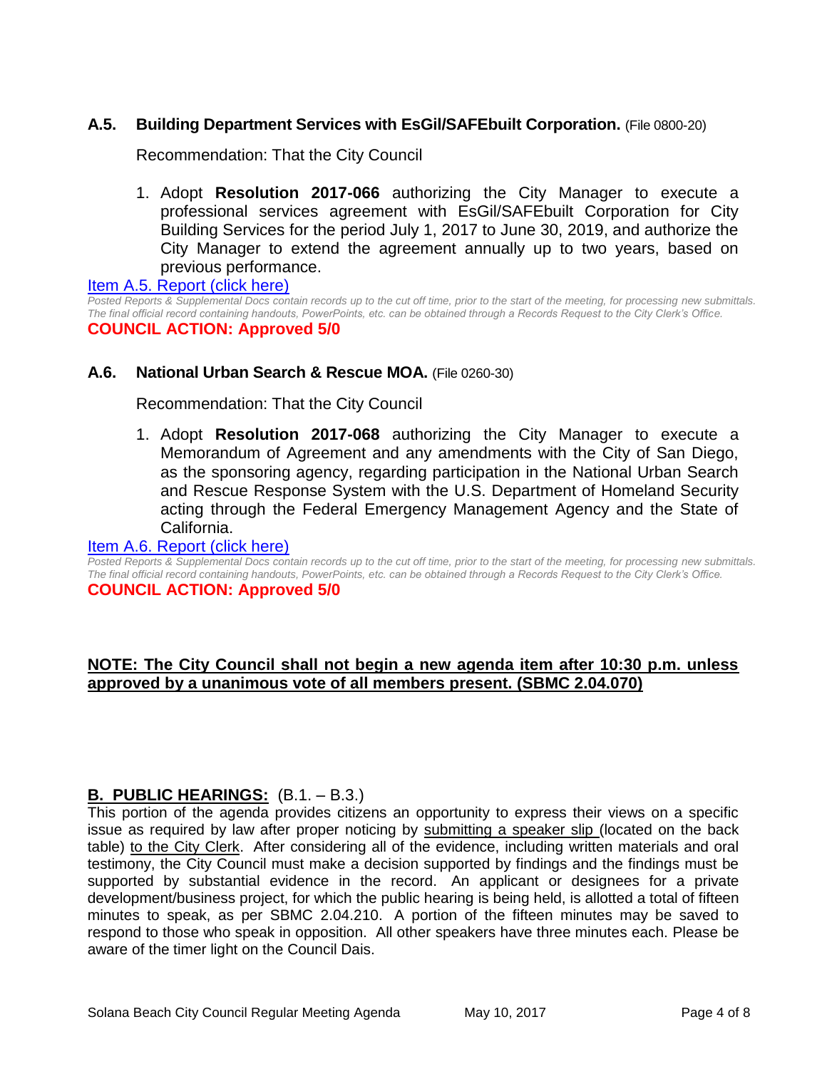### A.5. Building Department Services with EsGil/SAFEbuilt Corporation. (File 0800-20)

Recommendation: That the City Council

1. Adopt **Resolution 2017-066** authorizing the City Manager to execute a professional services agreement with EsGil/SAFEbuilt Corporation for City Building Services for the period July 1, 2017 to June 30, 2019, and authorize the City Manager to extend the agreement annually up to two years, based on previous performance.

Item A.5. Report (click here)

*Posted Reports & Supplemental Docs contain records up to the cut off time, prior to the start of the meeting, for processing new submittals. The final official record containing handouts, PowerPoints, etc. can be obtained through a Records Request to the City Clerk's Office.*

**COUNCIL ACTION: Approved 5/0**

### A.6. National Urban Search & Rescue MOA. (File 0260-30)

Recommendation: That the City Council

1. Adopt **Resolution 2017-068** authorizing the City Manager to execute a Memorandum of Agreement and any amendments with the City of San Diego, as the sponsoring agency, regarding participation in the National Urban Search and Rescue Response System with the U.S. Department of Homeland Security acting through the Federal Emergency Management Agency and the State of California.

Item A.6. Report (click here)

*Posted Reports & Supplemental Docs contain records up to the cut off time, prior to the start of the meeting, for processing new submittals. The final official record containing handouts, PowerPoints, etc. can be obtained through a Records Request to the City Clerk's Office.*

**COUNCIL ACTION: Approved 5/0**

**NOTE: The City Council shall not begin a new agenda item after 10:30 p.m. unless approved by a unanimous vote of all members present. (SBMC 2.04.070)**

## B. PUBLIC HEARINGS: (B.1. – B.3.)

This portion of the agenda provides citizens an opportunity to express their views on a specific issue as required by law after proper noticing by submitting a speaker slip (located on the back table) to the City Clerk. After considering all of the evidence, including written materials and oral testimony, the City Council must make a decision supported by findings and the findings must be supported by substantial evidence in the record. An applicant or designees for a private development/business project, for which the public hearing is being held, is allotted a total of fifteen minutes to speak, as per SBMC 2.04.210. A portion of the fifteen minutes may be saved to respond to those who speak in opposition. All other speakers have three minutes each. Please be aware of the timer light on the Council Dais.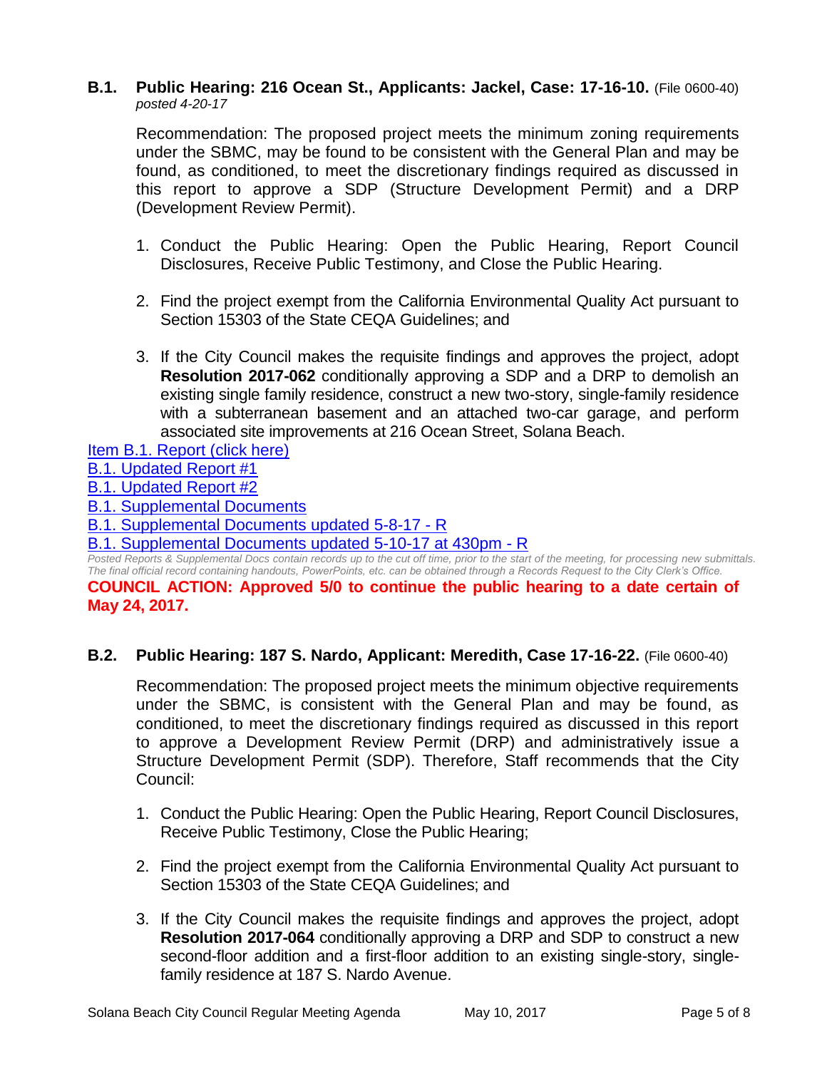### B.1. Public Hearing: 216 Ocean St., Applicants: Jackel, Case: 17-16-10. (File 0600-40)

*posted 4-20-17*

Recommendation: The proposed project meets the minimum zoning requirements under the SBMC, may be found to be consistent with the General Plan and may be found, as conditioned, to meet the discretionary findings required as discussed in this report to approve a SDP (Structure Development Permit) and a DRP (Development Review Permit).

1. Conduct the Public Hearing: Open the Public Hearing, Report Council Disclosures, Receive Public Testimony, and Close the Public Hearing.

2. Find the project exempt from the California Environmental Quality Act pursuant to Section 15303 of the State CEQA Guidelines; and

3. If the City Council makes the requisite findings and approves the project, adopt **Resolution 2017-062** conditionally approving a SDP and a DRP to demolish an existing single family residence, construct a new two-story, single-family residence with a subterranean basement and an attached two-car garage, and perform associated site improvements at 216 Ocean Street, Solana Beach.

Item B.1. Report (click here)
B.1. Updated Report #1
B.1. Updated Report #2
B.1. Supplemental Documents
B.1. Supplemental Documents updated 5-8-17 - R
B.1. Supplemental Documents updated 5-10-17 at 430pm - R

*Posted Reports & Supplemental Docs contain records up to the cut off time, prior to the start of the meeting, for processing new submittals. The final official record containing handouts, PowerPoints, etc. can be obtained through a Records Request to the City Clerk's Office.*

**COUNCIL ACTION: Approved 5/0 to continue the public hearing to a date certain of May 24, 2017.**

### B.2. Public Hearing: 187 S. Nardo, Applicant: Meredith, Case 17-16-22. (File 0600-40)

Recommendation: The proposed project meets the minimum objective requirements under the SBMC, is consistent with the General Plan and may be found, as conditioned, to meet the discretionary findings required as discussed in this report to approve a Development Review Permit (DRP) and administratively issue a Structure Development Permit (SDP). Therefore, Staff recommends that the City Council:

1. Conduct the Public Hearing: Open the Public Hearing, Report Council Disclosures, Receive Public Testimony, Close the Public Hearing;

2. Find the project exempt from the California Environmental Quality Act pursuant to Section 15303 of the State CEQA Guidelines; and

3. If the City Council makes the requisite findings and approves the project, adopt **Resolution 2017-064** conditionally approving a DRP and SDP to construct a new second-floor addition and a first-floor addition to an existing single-story, single-family residence at 187 S. Nardo Avenue.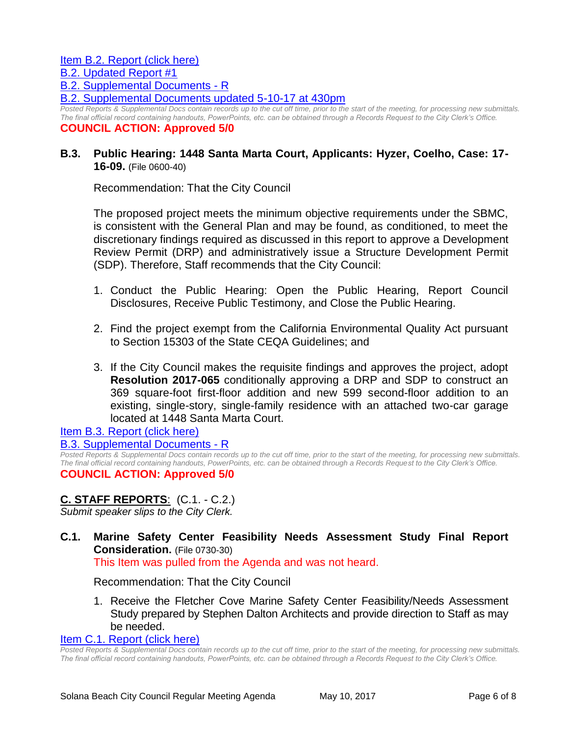[Item B.2. Report (click here)](#)
[B.2. Updated Report #1](#)
[B.2. Supplemental Documents - R](#)
[B.2. Supplemental Documents updated 5-10-17 at 430pm](#)

*Posted Reports & Supplemental Docs contain records up to the cut off time, prior to the start of the meeting, for processing new submittals. The final official record containing handouts, PowerPoints, etc. can be obtained through a Records Request to the City Clerk's Office.*

**COUNCIL ACTION: Approved 5/0**

**B.3. Public Hearing: 1448 Santa Marta Court, Applicants: Hyzer, Coelho, Case: 17-16-09.** (File 0600-40)

Recommendation: That the City Council

The proposed project meets the minimum objective requirements under the SBMC, is consistent with the General Plan and may be found, as conditioned, to meet the discretionary findings required as discussed in this report to approve a Development Review Permit (DRP) and administratively issue a Structure Development Permit (SDP). Therefore, Staff recommends that the City Council:

1. Conduct the Public Hearing: Open the Public Hearing, Report Council Disclosures, Receive Public Testimony, and Close the Public Hearing.

2. Find the project exempt from the California Environmental Quality Act pursuant to Section 15303 of the State CEQA Guidelines; and

3. If the City Council makes the requisite findings and approves the project, adopt **Resolution 2017-065** conditionally approving a DRP and SDP to construct an 369 square-foot first-floor addition and new 599 second-floor addition to an existing, single-story, single-family residence with an attached two-car garage located at 1448 Santa Marta Court.

[Item B.3. Report (click here)](#)
[B.3. Supplemental Documents - R](#)

*Posted Reports & Supplemental Docs contain records up to the cut off time, prior to the start of the meeting, for processing new submittals. The final official record containing handouts, PowerPoints, etc. can be obtained through a Records Request to the City Clerk's Office.*

**COUNCIL ACTION: Approved 5/0**

## C. STAFF REPORTS: (C.1. - C.2.)

*Submit speaker slips to the City Clerk.*

**C.1. Marine Safety Center Feasibility Needs Assessment Study Final Report Consideration.** (File 0730-30)

This Item was pulled from the Agenda and was not heard.

Recommendation: That the City Council

1. Receive the Fletcher Cove Marine Safety Center Feasibility/Needs Assessment Study prepared by Stephen Dalton Architects and provide direction to Staff as may be needed.

[Item C.1. Report (click here)](#)

*Posted Reports & Supplemental Docs contain records up to the cut off time, prior to the start of the meeting, for processing new submittals. The final official record containing handouts, PowerPoints, etc. can be obtained through a Records Request to the City Clerk's Office.*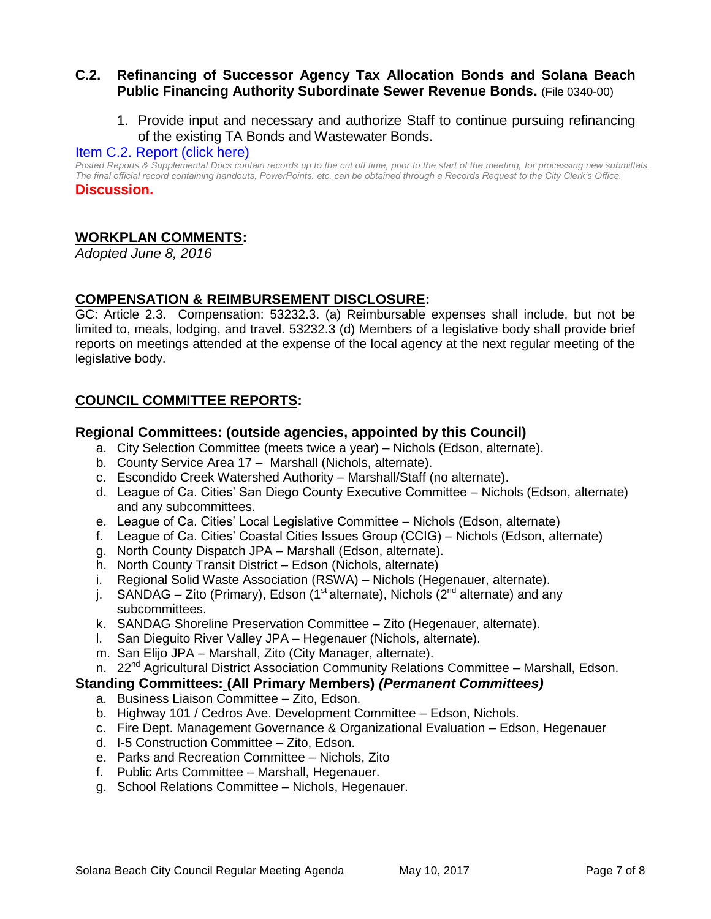### C.2. Refinancing of Successor Agency Tax Allocation Bonds and Solana Beach Public Financing Authority Subordinate Sewer Revenue Bonds. (File 0340-00)

1. Provide input and necessary and authorize Staff to continue pursuing refinancing of the existing TA Bonds and Wastewater Bonds.

[Item C.2. Report (click here)]

*Posted Reports & Supplemental Docs contain records up to the cut off time, prior to the start of the meeting, for processing new submittals. The final official record containing handouts, PowerPoints, etc. can be obtained through a Records Request to the City Clerk's Office.*

**Discussion.**

## WORKPLAN COMMENTS:

*Adopted June 8, 2016*

## COMPENSATION & REIMBURSEMENT DISCLOSURE:

GC: Article 2.3. Compensation: 53232.3. (a) Reimbursable expenses shall include, but not be limited to, meals, lodging, and travel. 53232.3 (d) Members of a legislative body shall provide brief reports on meetings attended at the expense of the local agency at the next regular meeting of the legislative body.

## COUNCIL COMMITTEE REPORTS:

### Regional Committees: (outside agencies, appointed by this Council)

a. City Selection Committee (meets twice a year) – Nichols (Edson, alternate).
b. County Service Area 17 – Marshall (Nichols, alternate).
c. Escondido Creek Watershed Authority – Marshall/Staff (no alternate).
d. League of Ca. Cities' San Diego County Executive Committee – Nichols (Edson, alternate) and any subcommittees.
e. League of Ca. Cities' Local Legislative Committee – Nichols (Edson, alternate)
f. League of Ca. Cities' Coastal Cities Issues Group (CCIG) – Nichols (Edson, alternate)
g. North County Dispatch JPA – Marshall (Edson, alternate).
h. North County Transit District – Edson (Nichols, alternate)
i. Regional Solid Waste Association (RSWA) – Nichols (Hegenauer, alternate).
j. SANDAG – Zito (Primary), Edson (1st alternate), Nichols (2nd alternate) and any subcommittees.
k. SANDAG Shoreline Preservation Committee – Zito (Hegenauer, alternate).
l. San Dieguito River Valley JPA – Hegenauer (Nichols, alternate).
m. San Elijo JPA – Marshall, Zito (City Manager, alternate).
n. 22nd Agricultural District Association Community Relations Committee – Marshall, Edson.

### Standing Committees: (All Primary Members) *(Permanent Committees)*

a. Business Liaison Committee – Zito, Edson.
b. Highway 101 / Cedros Ave. Development Committee – Edson, Nichols.
c. Fire Dept. Management Governance & Organizational Evaluation – Edson, Hegenauer
d. I-5 Construction Committee – Zito, Edson.
e. Parks and Recreation Committee – Nichols, Zito
f. Public Arts Committee – Marshall, Hegenauer.
g. School Relations Committee – Nichols, Hegenauer.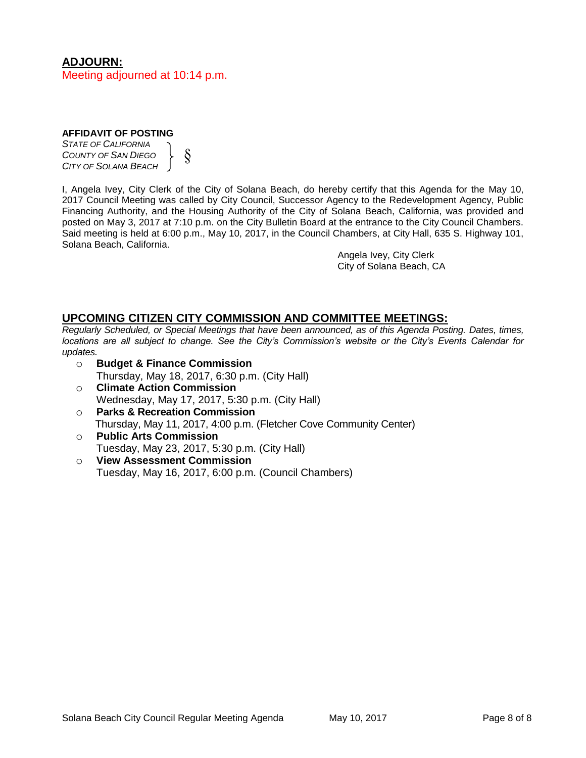## ADJOURN:

Meeting adjourned at 10:14 p.m.

**AFFIDAVIT OF POSTING**

*STATE OF CALIFORNIA*
*COUNTY OF SAN DIEGO* } §
*CITY OF SOLANA BEACH*

I, Angela Ivey, City Clerk of the City of Solana Beach, do hereby certify that this Agenda for the May 10, 2017 Council Meeting was called by City Council, Successor Agency to the Redevelopment Agency, Public Financing Authority, and the Housing Authority of the City of Solana Beach, California, was provided and posted on May 3, 2017 at 7:10 p.m. on the City Bulletin Board at the entrance to the City Council Chambers. Said meeting is held at 6:00 p.m., May 10, 2017, in the Council Chambers, at City Hall, 635 S. Highway 101, Solana Beach, California.

Angela Ivey, City Clerk
City of Solana Beach, CA

## UPCOMING CITIZEN CITY COMMISSION AND COMMITTEE MEETINGS:

*Regularly Scheduled, or Special Meetings that have been announced, as of this Agenda Posting. Dates, times, locations are all subject to change. See the City's Commission's website or the City's Events Calendar for updates.*

- **Budget & Finance Commission**
  Thursday, May 18, 2017, 6:30 p.m. (City Hall)
- **Climate Action Commission**
  Wednesday, May 17, 2017, 5:30 p.m. (City Hall)
- **Parks & Recreation Commission**
  Thursday, May 11, 2017, 4:00 p.m. (Fletcher Cove Community Center)
- **Public Arts Commission**
  Tuesday, May 23, 2017, 5:30 p.m. (City Hall)
- **View Assessment Commission**
  Tuesday, May 16, 2017, 6:00 p.m. (Council Chambers)